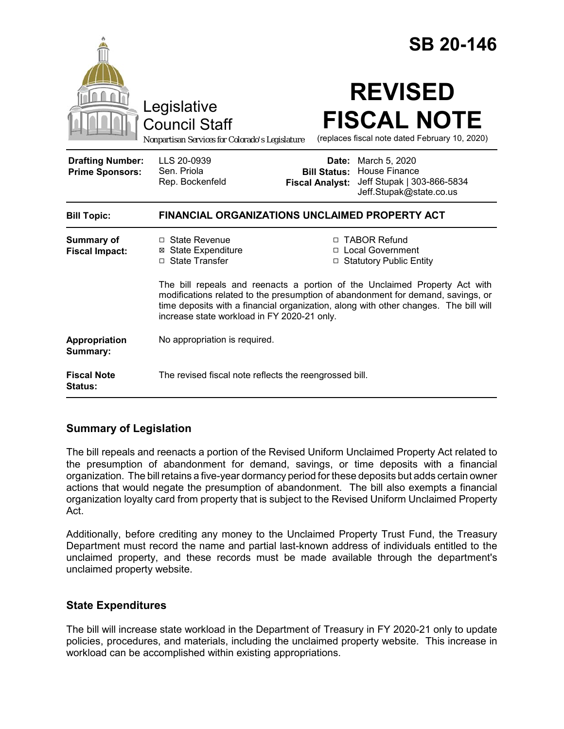# SB 20-146

Legislative Council Staff

*Nonpartisan Services for Colorado's Legislature*

# REVISED FISCAL NOTE

(replaces fiscal note dated February 10, 2020)

| | | | |
|---|---|---|---|
| **Drafting Number:** | LLS 20-0939 | **Date:** | March 5, 2020 |
| **Prime Sponsors:** | Sen. Priola<br>Rep. Bockenfeld | **Bill Status:** | House Finance |
| | | **Fiscal Analyst:** | Jeff Stupak \| 303-866-5834<br>Jeff.Stupak@state.co.us |

| | |
|---|---|
| **Bill Topic:** | **FINANCIAL ORGANIZATIONS UNCLAIMED PROPERTY ACT** |
| **Summary of Fiscal Impact:** | ☐ State Revenue<br>☒ State Expenditure<br>☐ State Transfer<br>☐ TABOR Refund<br>☐ Local Government<br>☐ Statutory Public Entity<br><br>The bill repeals and reenacts a portion of the Unclaimed Property Act with modifications related to the presumption of abandonment for demand, savings, or time deposits with a financial organization, along with other changes. The bill will increase state workload in FY 2020-21 only. |
| **Appropriation Summary:** | No appropriation is required. |
| **Fiscal Note Status:** | The revised fiscal note reflects the reengrossed bill. |

## Summary of Legislation

The bill repeals and reenacts a portion of the Revised Uniform Unclaimed Property Act related to the presumption of abandonment for demand, savings, or time deposits with a financial organization. The bill retains a five-year dormancy period for these deposits but adds certain owner actions that would negate the presumption of abandonment. The bill also exempts a financial organization loyalty card from property that is subject to the Revised Uniform Unclaimed Property Act.

Additionally, before crediting any money to the Unclaimed Property Trust Fund, the Treasury Department must record the name and partial last-known address of individuals entitled to the unclaimed property, and these records must be made available through the department's unclaimed property website.

## State Expenditures

The bill will increase state workload in the Department of Treasury in FY 2020-21 only to update policies, procedures, and materials, including the unclaimed property website. This increase in workload can be accomplished within existing appropriations.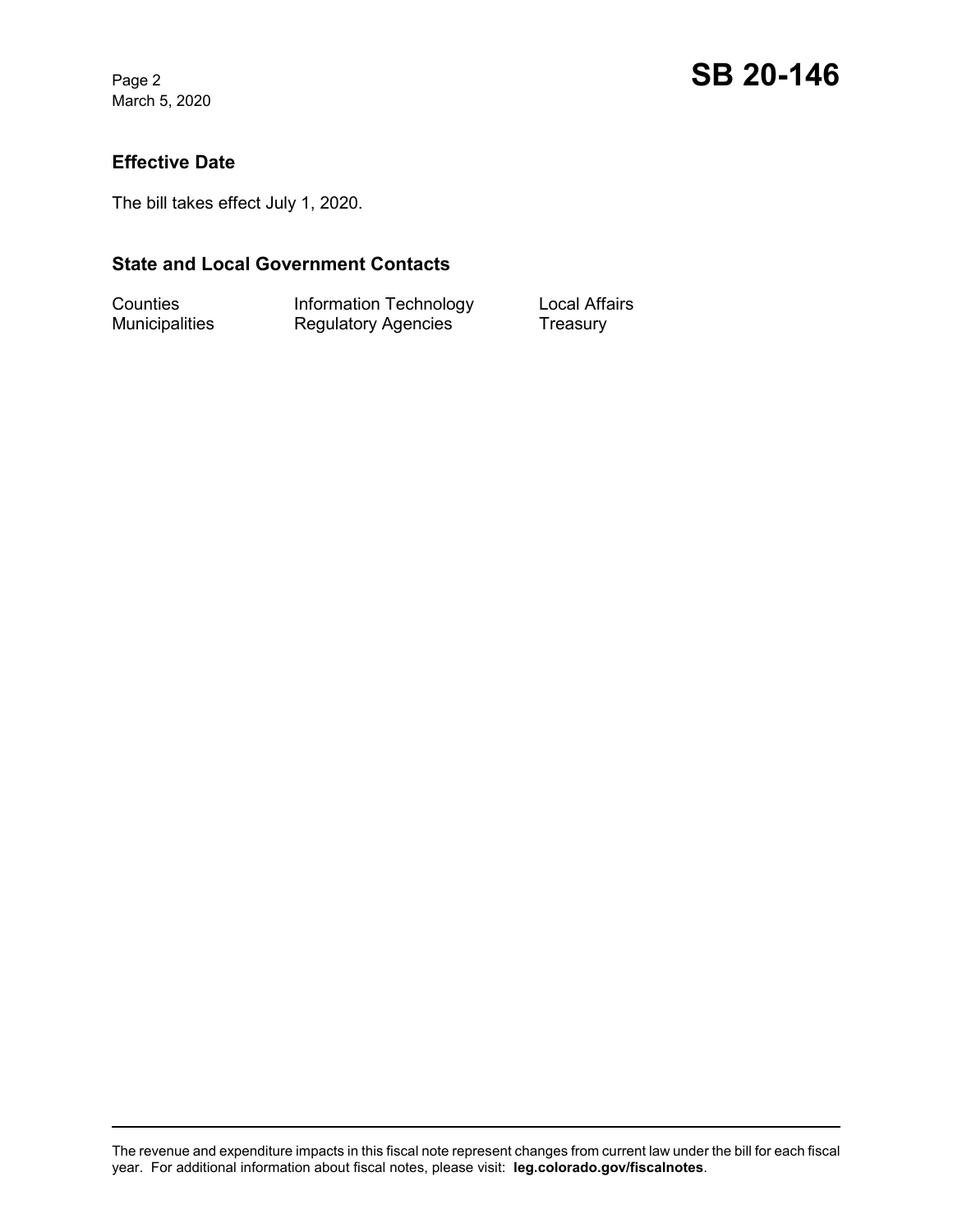## Effective Date

The bill takes effect July 1, 2020.

## State and Local Government Contacts

| | | |
|---|---|---|
| Counties | Information Technology | Local Affairs |
| Municipalities | Regulatory Agencies | Treasury |

The revenue and expenditure impacts in this fiscal note represent changes from current law under the bill for each fiscal year. For additional information about fiscal notes, please visit: **leg.colorado.gov/fiscalnotes**.